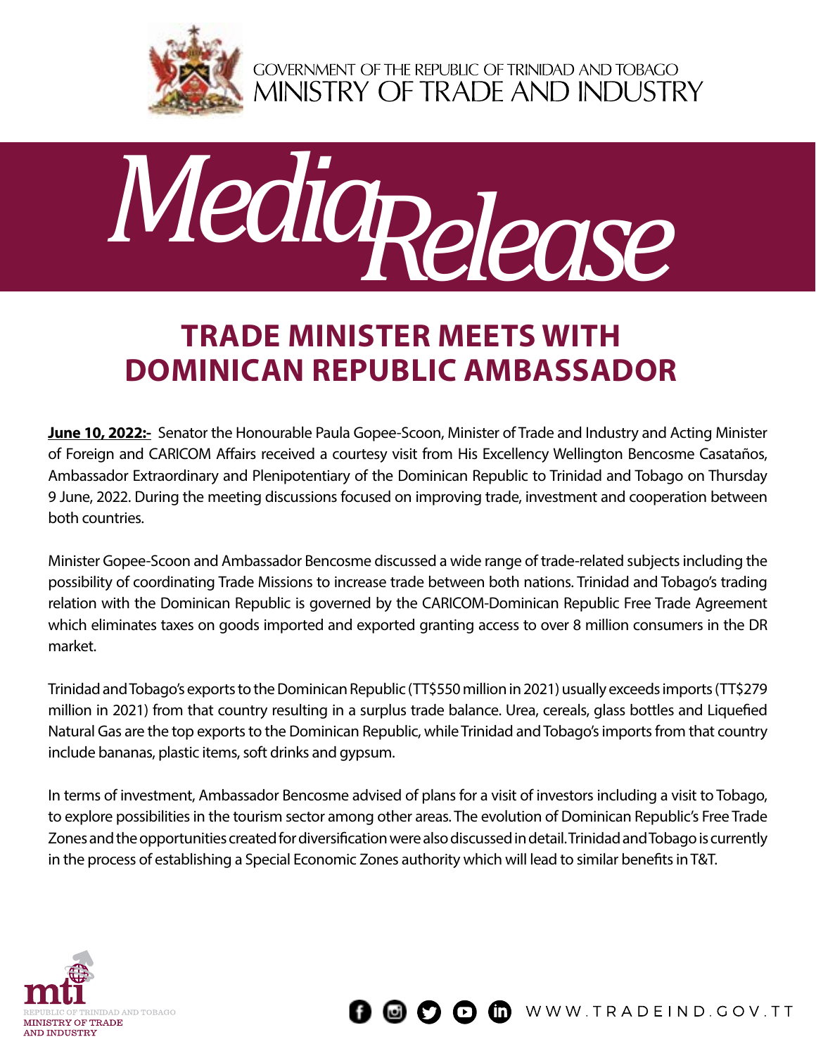GOVERNMENT OF THE REPUBLIC OF TRINIDAD AND TOBAGO
MINISTRY OF TRADE AND INDUSTRY

*Media Release*

# TRADE MINISTER MEETS WITH DOMINICAN REPUBLIC AMBASSADOR

**June 10, 2022:-** Senator the Honourable Paula Gopee-Scoon, Minister of Trade and Industry and Acting Minister of Foreign and CARICOM Affairs received a courtesy visit from His Excellency Wellington Bencosme Casataños, Ambassador Extraordinary and Plenipotentiary of the Dominican Republic to Trinidad and Tobago on Thursday 9 June, 2022. During the meeting discussions focused on improving trade, investment and cooperation between both countries.

Minister Gopee-Scoon and Ambassador Bencosme discussed a wide range of trade-related subjects including the possibility of coordinating Trade Missions to increase trade between both nations. Trinidad and Tobago's trading relation with the Dominican Republic is governed by the CARICOM-Dominican Republic Free Trade Agreement which eliminates taxes on goods imported and exported granting access to over 8 million consumers in the DR market.

Trinidad and Tobago's exports to the Dominican Republic (TT$550 million in 2021) usually exceeds imports (TT$279 million in 2021) from that country resulting in a surplus trade balance. Urea, cereals, glass bottles and Liquefied Natural Gas are the top exports to the Dominican Republic, while Trinidad and Tobago's imports from that country include bananas, plastic items, soft drinks and gypsum.

In terms of investment, Ambassador Bencosme advised of plans for a visit of investors including a visit to Tobago, to explore possibilities in the tourism sector among other areas. The evolution of Dominican Republic's Free Trade Zones and the opportunities created for diversification were also discussed in detail. Trinidad and Tobago is currently in the process of establishing a Special Economic Zones authority which will lead to similar benefits in T&T.

mti
REPUBLIC OF TRINIDAD AND TOBAGO
MINISTRY OF TRADE AND INDUSTRY

WWW.TRADEIND.GOV.TT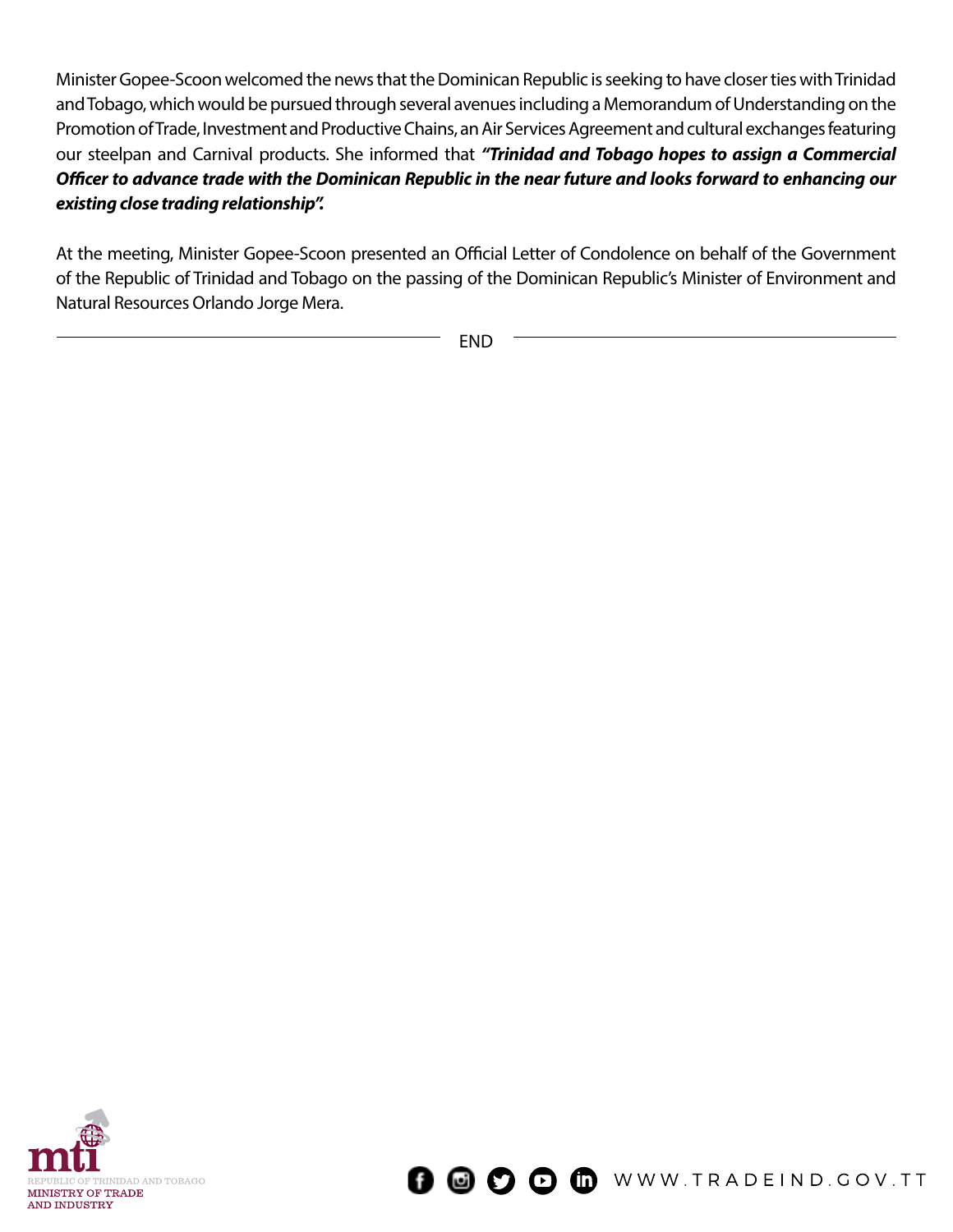Minister Gopee-Scoon welcomed the news that the Dominican Republic is seeking to have closer ties with Trinidad and Tobago, which would be pursued through several avenues including a Memorandum of Understanding on the Promotion of Trade, Investment and Productive Chains, an Air Services Agreement and cultural exchanges featuring our steelpan and Carnival products. She informed that ***"Trinidad and Tobago hopes to assign a Commercial Officer to advance trade with the Dominican Republic in the near future and looks forward to enhancing our existing close trading relationship".***

At the meeting, Minister Gopee-Scoon presented an Official Letter of Condolence on behalf of the Government of the Republic of Trinidad and Tobago on the passing of the Dominican Republic's Minister of Environment and Natural Resources Orlando Jorge Mera.

END